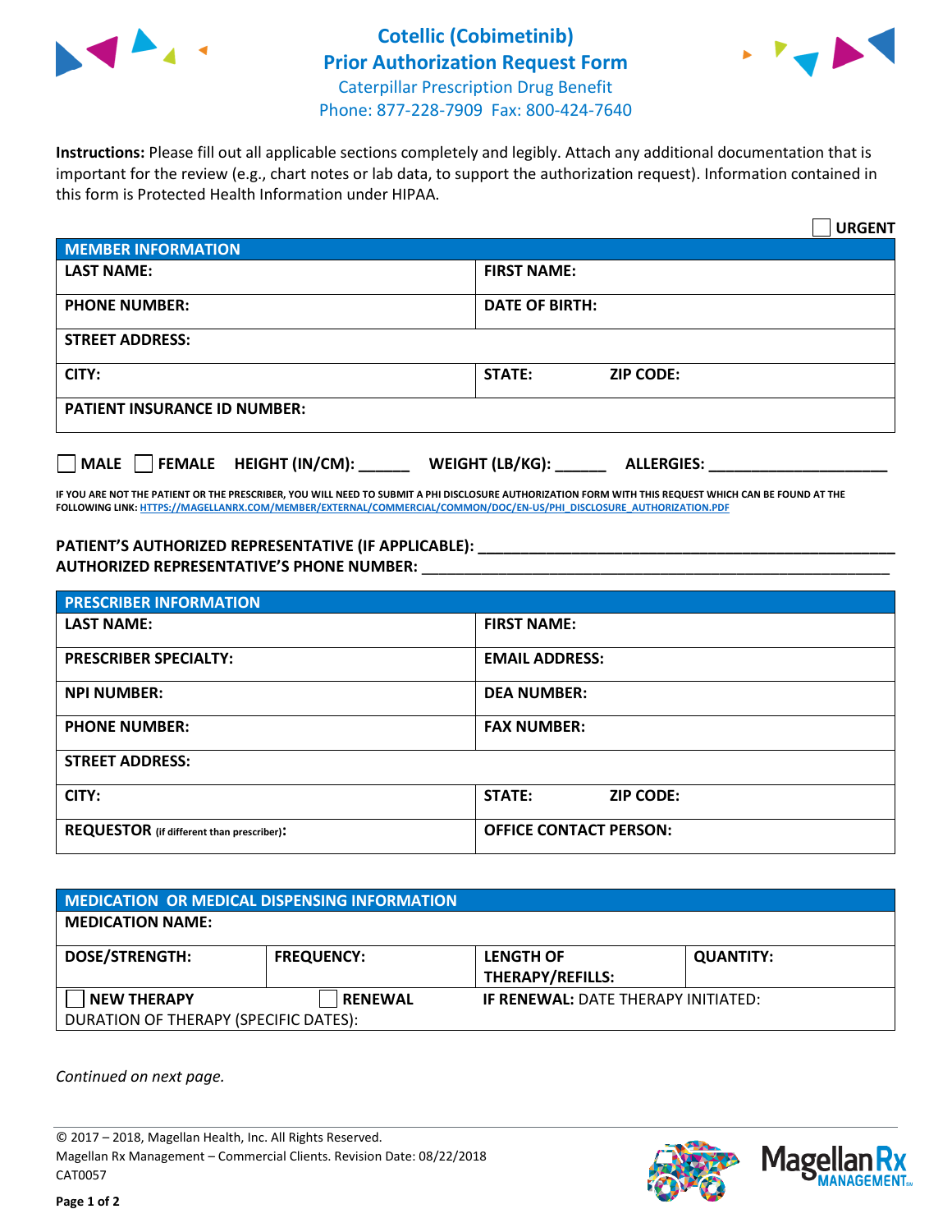# Cotellic (Cobimetinib) Prior Authorization Request Form

Caterpillar Prescription Drug Benefit
Phone: 877-228-7909 Fax: 800-424-7640

**Instructions:** Please fill out all applicable sections completely and legibly. Attach any additional documentation that is important for the review (e.g., chart notes or lab data, to support the authorization request). Information contained in this form is Protected Health Information under HIPAA.

☐ **URGENT**

| **MEMBER INFORMATION** | |
|---|---|
| **LAST NAME:** | **FIRST NAME:** |
| **PHONE NUMBER:** | **DATE OF BIRTH:** |
| **STREET ADDRESS:** | |
| **CITY:** | **STATE:** **ZIP CODE:** |
| **PATIENT INSURANCE ID NUMBER:** | |

☐ **MALE** ☐ **FEMALE** **HEIGHT (IN/CM):** ______ **WEIGHT (LB/KG):** ______ **ALLERGIES:** ____________________

**IF YOU ARE NOT THE PATIENT OR THE PRESCRIBER, YOU WILL NEED TO SUBMIT A PHI DISCLOSURE AUTHORIZATION FORM WITH THIS REQUEST WHICH CAN BE FOUND AT THE FOLLOWING LINK: HTTPS://MAGELLANRX.COM/MEMBER/EXTERNAL/COMMERCIAL/COMMON/DOC/EN-US/PHI_DISCLOSURE_AUTHORIZATION.PDF**

**PATIENT'S AUTHORIZED REPRESENTATIVE (IF APPLICABLE):** ____________________________________________
**AUTHORIZED REPRESENTATIVE'S PHONE NUMBER:** ____________________________________________

| **PRESCRIBER INFORMATION** | |
|---|---|
| **LAST NAME:** | **FIRST NAME:** |
| **PRESCRIBER SPECIALTY:** | **EMAIL ADDRESS:** |
| **NPI NUMBER:** | **DEA NUMBER:** |
| **PHONE NUMBER:** | **FAX NUMBER:** |
| **STREET ADDRESS:** | |
| **CITY:** | **STATE:** **ZIP CODE:** |
| **REQUESTOR** (if different than prescriber)**:** | **OFFICE CONTACT PERSON:** |

| **MEDICATION OR MEDICAL DISPENSING INFORMATION** | | | |
|---|---|---|---|
| **MEDICATION NAME:** | | | |
| **DOSE/STRENGTH:** | **FREQUENCY:** | **LENGTH OF THERAPY/REFILLS:** | **QUANTITY:** |
| ☐ **NEW THERAPY** | ☐ **RENEWAL** | **IF RENEWAL:** DATE THERAPY INITIATED: | |
| DURATION OF THERAPY (SPECIFIC DATES): | | | |

*Continued on next page.*

© 2017 – 2018, Magellan Health, Inc. All Rights Reserved.
Magellan Rx Management – Commercial Clients. Revision Date: 08/22/2018
CAT0057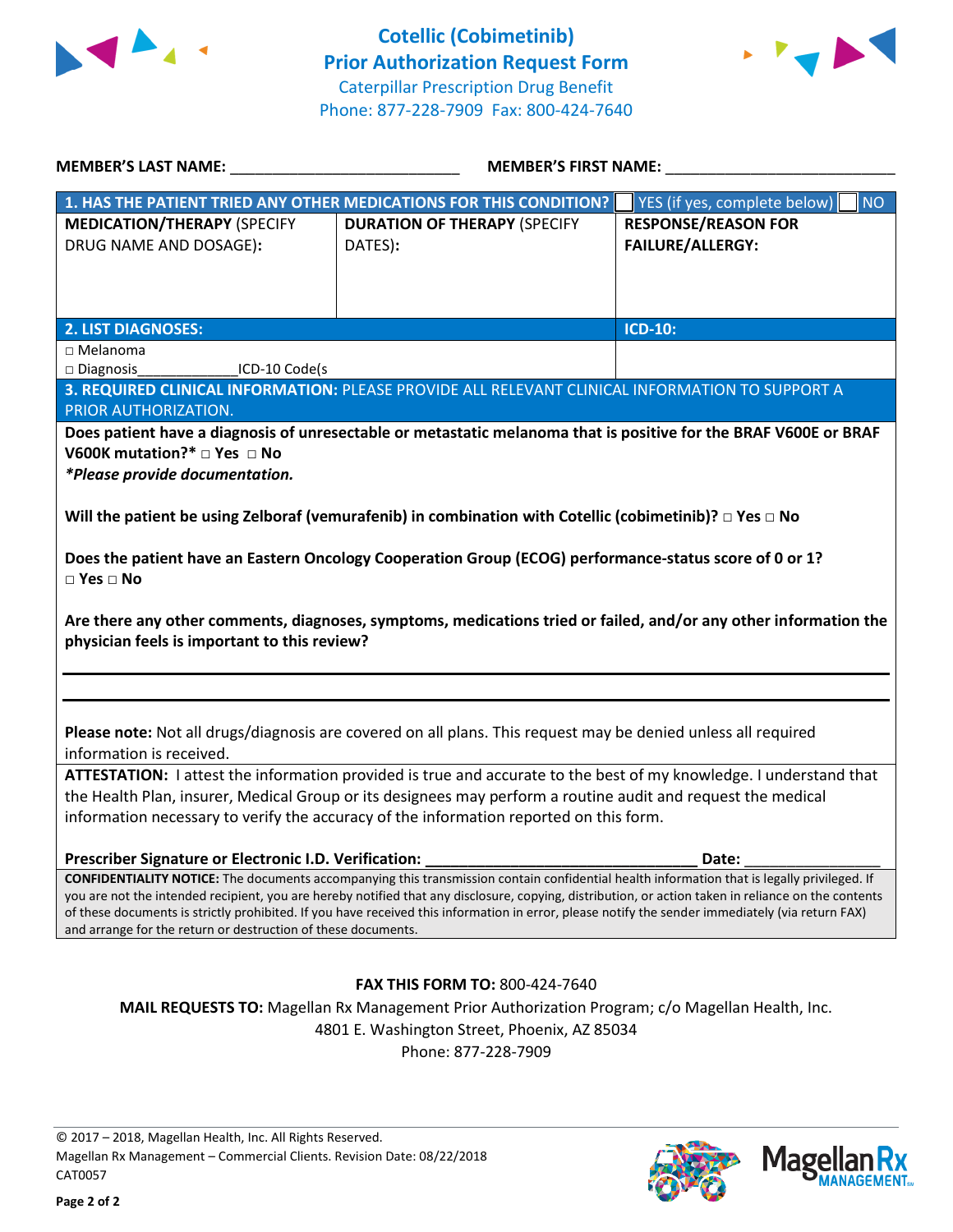# Cotellic (Cobimetinib) Prior Authorization Request Form

Caterpillar Prescription Drug Benefit
Phone: 877-228-7909 Fax: 800-424-7640

**MEMBER'S LAST NAME:** ___________________________ **MEMBER'S FIRST NAME:** ___________________________

| **1. HAS THE PATIENT TRIED ANY OTHER MEDICATIONS FOR THIS CONDITION?** | | ☐ YES (if yes, complete below) ☐ NO |
|---|---|---|
| **MEDICATION/THERAPY** (SPECIFY DRUG NAME AND DOSAGE): | **DURATION OF THERAPY** (SPECIFY DATES): | **RESPONSE/REASON FOR FAILURE/ALLERGY:** |
| | | |

| **2. LIST DIAGNOSES:** | **ICD-10:** |
|---|---|
| □ Melanoma<br>□ Diagnosis_____________ICD-10 Code(s | |

**3. REQUIRED CLINICAL INFORMATION:** PLEASE PROVIDE ALL RELEVANT CLINICAL INFORMATION TO SUPPORT A PRIOR AUTHORIZATION.

**Does patient have a diagnosis of unresectable or metastatic melanoma that is positive for the BRAF V600E or BRAF V600K mutation?\* □ Yes □ No**
***Please provide documentation.**

**Will the patient be using Zelboraf (vemurafenib) in combination with Cotellic (cobimetinib)? □ Yes □ No**

**Does the patient have an Eastern Oncology Cooperation Group (ECOG) performance-status score of 0 or 1? □ Yes □ No**

**Are there any other comments, diagnoses, symptoms, medications tried or failed, and/or any other information the physician feels is important to this review?**

___________________________________________________________________________

___________________________________________________________________________

**Please note:** Not all drugs/diagnosis are covered on all plans. This request may be denied unless all required information is received.

**ATTESTATION:** I attest the information provided is true and accurate to the best of my knowledge. I understand that the Health Plan, insurer, Medical Group or its designees may perform a routine audit and request the medical information necessary to verify the accuracy of the information reported on this form.

**Prescriber Signature or Electronic I.D. Verification:** _________________________________ **Date:** ________________

**CONFIDENTIALITY NOTICE:** The documents accompanying this transmission contain confidential health information that is legally privileged. If you are not the intended recipient, you are hereby notified that any disclosure, copying, distribution, or action taken in reliance on the contents of these documents is strictly prohibited. If you have received this information in error, please notify the sender immediately (via return FAX) and arrange for the return or destruction of these documents.

**FAX THIS FORM TO:** 800-424-7640
**MAIL REQUESTS TO:** Magellan Rx Management Prior Authorization Program; c/o Magellan Health, Inc.
4801 E. Washington Street, Phoenix, AZ 85034
Phone: 877-228-7909

© 2017 – 2018, Magellan Health, Inc. All Rights Reserved.
Magellan Rx Management – Commercial Clients. Revision Date: 08/22/2018
CAT0057